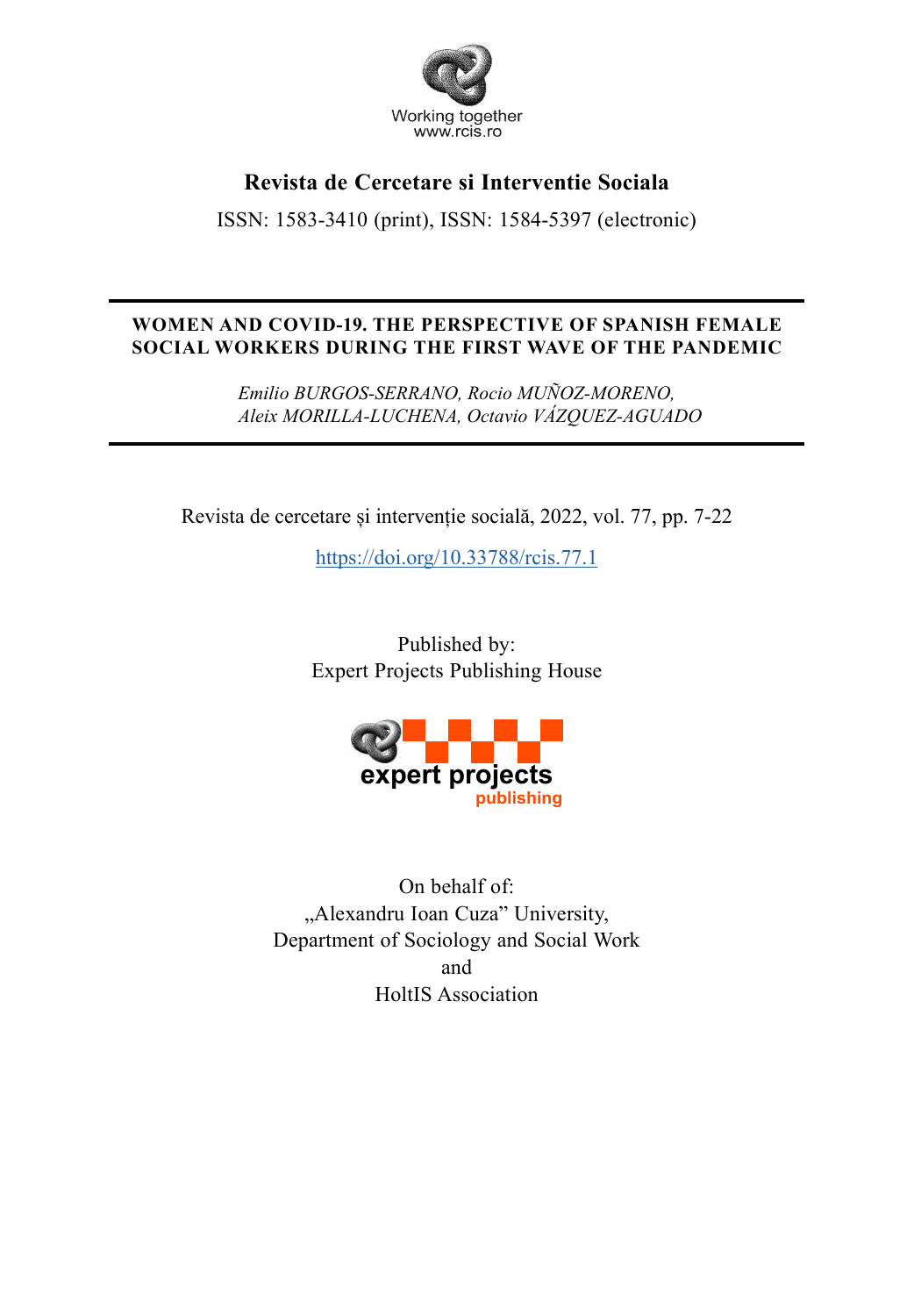Working together
www.rcis.ro

**Revista de Cercetare si Interventie Sociala**

ISSN: 1583-3410 (print), ISSN: 1584-5397 (electronic)

# WOMEN AND COVID-19. THE PERSPECTIVE OF SPANISH FEMALE SOCIAL WORKERS DURING THE FIRST WAVE OF THE PANDEMIC

*Emilio BURGOS-SERRANO, Rocio MUÑOZ-MORENO, Aleix MORILLA-LUCHENA, Octavio VÁZQUEZ-AGUADO*

Revista de cercetare și intervenție socială, 2022, vol. 77, pp. 7-22

[https://doi.org/10.33788/rcis.77.1](https://doi.org/10.33788/rcis.77.1)

Published by:
Expert Projects Publishing House

expert projects
publishing

On behalf of:
„Alexandru Ioan Cuza" University,
Department of Sociology and Social Work
and
HoltIS Association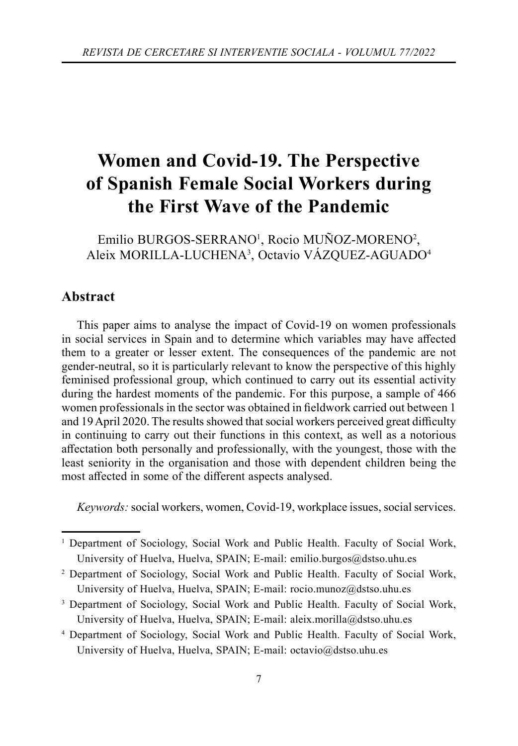# Women and Covid-19. The Perspective of Spanish Female Social Workers during the First Wave of the Pandemic

Emilio BURGOS-SERRANO[1], Rocio MUÑOZ-MORENO[2], Aleix MORILLA-LUCHENA[3], Octavio VÁZQUEZ-AGUADO[4]

## Abstract

This paper aims to analyse the impact of Covid-19 on women professionals in social services in Spain and to determine which variables may have affected them to a greater or lesser extent. The consequences of the pandemic are not gender-neutral, so it is particularly relevant to know the perspective of this highly feminised professional group, which continued to carry out its essential activity during the hardest moments of the pandemic. For this purpose, a sample of 466 women professionals in the sector was obtained in fieldwork carried out between 1 and 19 April 2020. The results showed that social workers perceived great difficulty in continuing to carry out their functions in this context, as well as a notorious affectation both personally and professionally, with the youngest, those with the least seniority in the organisation and those with dependent children being the most affected in some of the different aspects analysed.

*Keywords:* social workers, women, Covid-19, workplace issues, social services.

---

[1] Department of Sociology, Social Work and Public Health. Faculty of Social Work, University of Huelva, Huelva, SPAIN; E-mail: emilio.burgos@dstso.uhu.es

[2] Department of Sociology, Social Work and Public Health. Faculty of Social Work, University of Huelva, Huelva, SPAIN; E-mail: rocio.munoz@dstso.uhu.es

[3] Department of Sociology, Social Work and Public Health. Faculty of Social Work, University of Huelva, Huelva, SPAIN; E-mail: aleix.morilla@dstso.uhu.es

[4] Department of Sociology, Social Work and Public Health. Faculty of Social Work, University of Huelva, Huelva, SPAIN; E-mail: octavio@dstso.uhu.es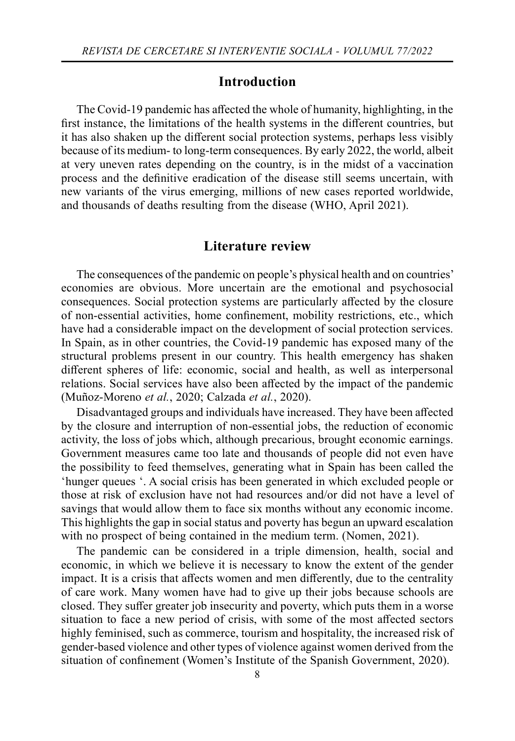## Introduction

The Covid-19 pandemic has affected the whole of humanity, highlighting, in the first instance, the limitations of the health systems in the different countries, but it has also shaken up the different social protection systems, perhaps less visibly because of its medium- to long-term consequences. By early 2022, the world, albeit at very uneven rates depending on the country, is in the midst of a vaccination process and the definitive eradication of the disease still seems uncertain, with new variants of the virus emerging, millions of new cases reported worldwide, and thousands of deaths resulting from the disease (WHO, April 2021).

## Literature review

The consequences of the pandemic on people's physical health and on countries' economies are obvious. More uncertain are the emotional and psychosocial consequences. Social protection systems are particularly affected by the closure of non-essential activities, home confinement, mobility restrictions, etc., which have had a considerable impact on the development of social protection services. In Spain, as in other countries, the Covid-19 pandemic has exposed many of the structural problems present in our country. This health emergency has shaken different spheres of life: economic, social and health, as well as interpersonal relations. Social services have also been affected by the impact of the pandemic (Muñoz-Moreno *et al.*, 2020; Calzada *et al.*, 2020).

Disadvantaged groups and individuals have increased. They have been affected by the closure and interruption of non-essential jobs, the reduction of economic activity, the loss of jobs which, although precarious, brought economic earnings. Government measures came too late and thousands of people did not even have the possibility to feed themselves, generating what in Spain has been called the 'hunger queues '. A social crisis has been generated in which excluded people or those at risk of exclusion have not had resources and/or did not have a level of savings that would allow them to face six months without any economic income. This highlights the gap in social status and poverty has begun an upward escalation with no prospect of being contained in the medium term. (Nomen, 2021).

The pandemic can be considered in a triple dimension, health, social and economic, in which we believe it is necessary to know the extent of the gender impact. It is a crisis that affects women and men differently, due to the centrality of care work. Many women have had to give up their jobs because schools are closed. They suffer greater job insecurity and poverty, which puts them in a worse situation to face a new period of crisis, with some of the most affected sectors highly feminised, such as commerce, tourism and hospitality, the increased risk of gender-based violence and other types of violence against women derived from the situation of confinement (Women's Institute of the Spanish Government, 2020).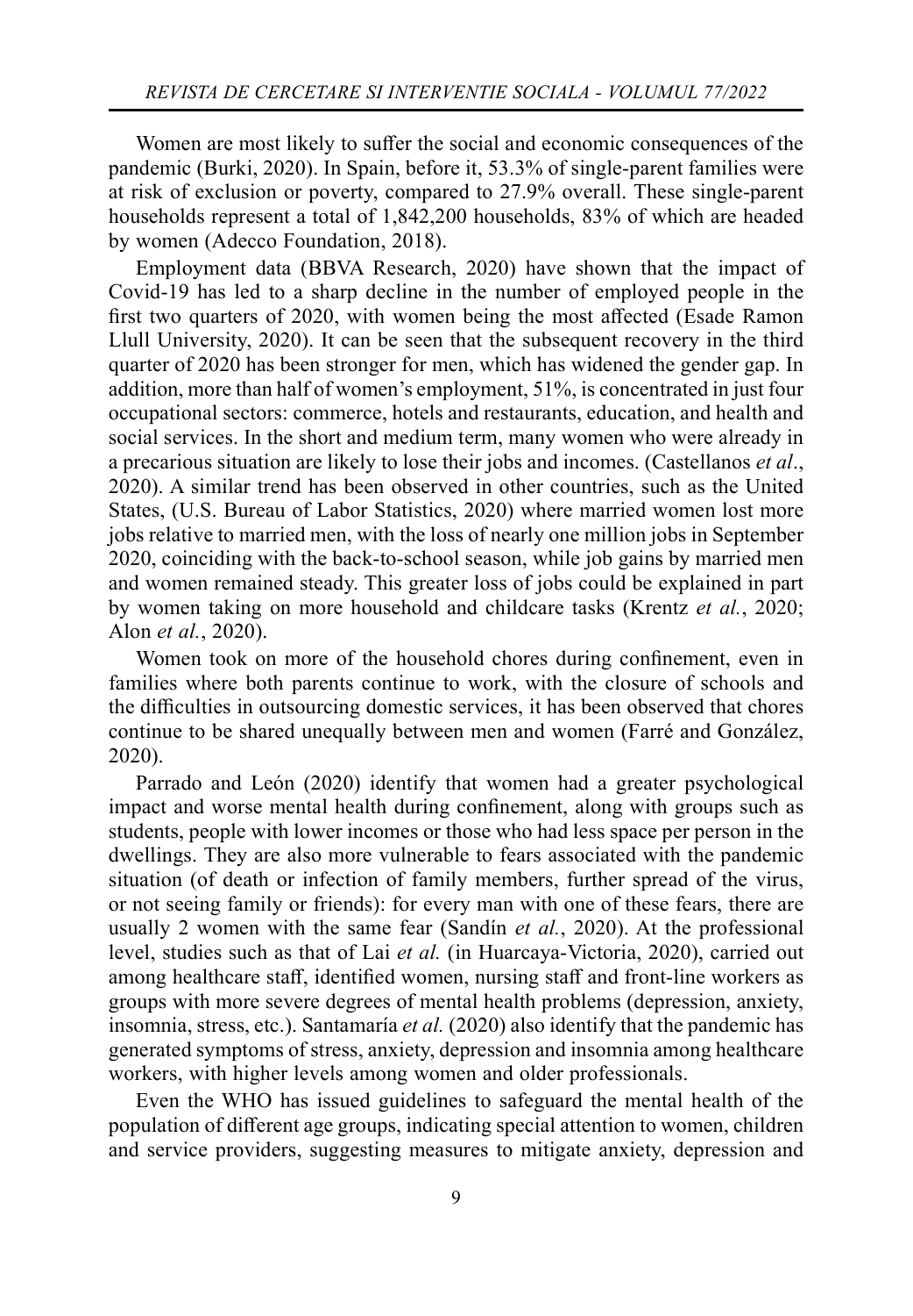Women are most likely to suffer the social and economic consequences of the pandemic (Burki, 2020). In Spain, before it, 53.3% of single-parent families were at risk of exclusion or poverty, compared to 27.9% overall. These single-parent households represent a total of 1,842,200 households, 83% of which are headed by women (Adecco Foundation, 2018).

Employment data (BBVA Research, 2020) have shown that the impact of Covid-19 has led to a sharp decline in the number of employed people in the first two quarters of 2020, with women being the most affected (Esade Ramon Llull University, 2020). It can be seen that the subsequent recovery in the third quarter of 2020 has been stronger for men, which has widened the gender gap. In addition, more than half of women's employment, 51%, is concentrated in just four occupational sectors: commerce, hotels and restaurants, education, and health and social services. In the short and medium term, many women who were already in a precarious situation are likely to lose their jobs and incomes. (Castellanos *et al*., 2020). A similar trend has been observed in other countries, such as the United States, (U.S. Bureau of Labor Statistics, 2020) where married women lost more jobs relative to married men, with the loss of nearly one million jobs in September 2020, coinciding with the back-to-school season, while job gains by married men and women remained steady. This greater loss of jobs could be explained in part by women taking on more household and childcare tasks (Krentz *et al.*, 2020; Alon *et al.*, 2020).

Women took on more of the household chores during confinement, even in families where both parents continue to work, with the closure of schools and the difficulties in outsourcing domestic services, it has been observed that chores continue to be shared unequally between men and women (Farré and González, 2020).

Parrado and León (2020) identify that women had a greater psychological impact and worse mental health during confinement, along with groups such as students, people with lower incomes or those who had less space per person in the dwellings. They are also more vulnerable to fears associated with the pandemic situation (of death or infection of family members, further spread of the virus, or not seeing family or friends): for every man with one of these fears, there are usually 2 women with the same fear (Sandín *et al.*, 2020). At the professional level, studies such as that of Lai *et al.* (in Huarcaya-Victoria, 2020), carried out among healthcare staff, identified women, nursing staff and front-line workers as groups with more severe degrees of mental health problems (depression, anxiety, insomnia, stress, etc.). Santamaría *et al.* (2020) also identify that the pandemic has generated symptoms of stress, anxiety, depression and insomnia among healthcare workers, with higher levels among women and older professionals.

Even the WHO has issued guidelines to safeguard the mental health of the population of different age groups, indicating special attention to women, children and service providers, suggesting measures to mitigate anxiety, depression and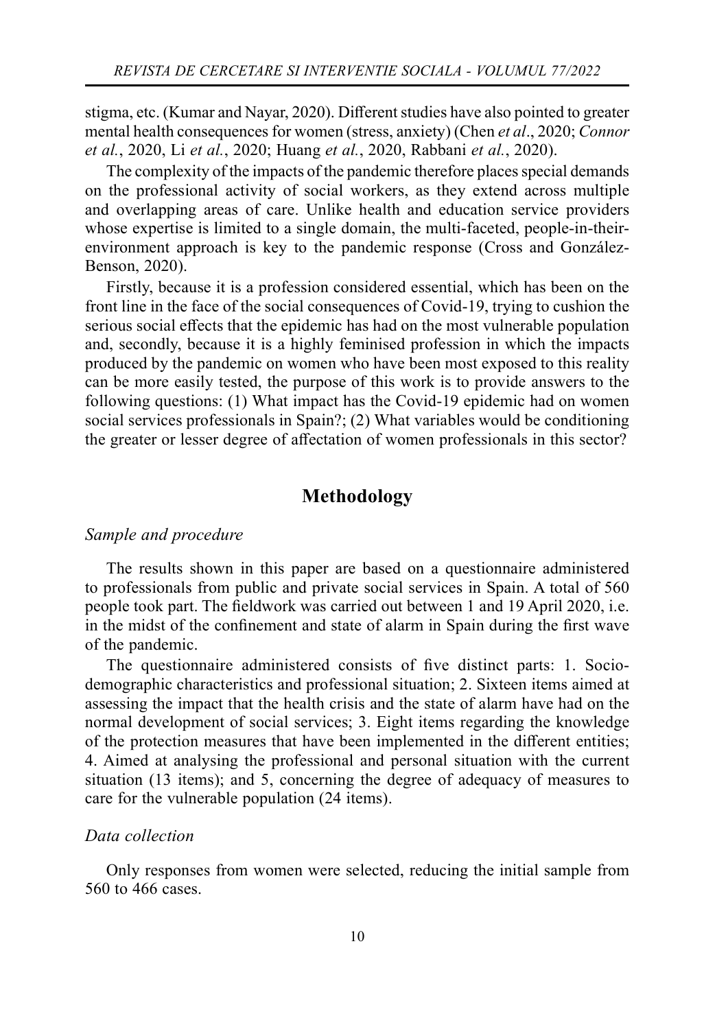stigma, etc. (Kumar and Nayar, 2020). Different studies have also pointed to greater mental health consequences for women (stress, anxiety) (Chen *et al*., 2020; *Connor et al.*, 2020, Li *et al.*, 2020; Huang *et al.*, 2020, Rabbani *et al.*, 2020).

The complexity of the impacts of the pandemic therefore places special demands on the professional activity of social workers, as they extend across multiple and overlapping areas of care. Unlike health and education service providers whose expertise is limited to a single domain, the multi-faceted, people-in-their-environment approach is key to the pandemic response (Cross and González-Benson, 2020).

Firstly, because it is a profession considered essential, which has been on the front line in the face of the social consequences of Covid-19, trying to cushion the serious social effects that the epidemic has had on the most vulnerable population and, secondly, because it is a highly feminised profession in which the impacts produced by the pandemic on women who have been most exposed to this reality can be more easily tested, the purpose of this work is to provide answers to the following questions: (1) What impact has the Covid-19 epidemic had on women social services professionals in Spain?; (2) What variables would be conditioning the greater or lesser degree of affectation of women professionals in this sector?

## Methodology

### *Sample and procedure*

The results shown in this paper are based on a questionnaire administered to professionals from public and private social services in Spain. A total of 560 people took part. The fieldwork was carried out between 1 and 19 April 2020, i.e. in the midst of the confinement and state of alarm in Spain during the first wave of the pandemic.

The questionnaire administered consists of five distinct parts: 1. Socio-demographic characteristics and professional situation; 2. Sixteen items aimed at assessing the impact that the health crisis and the state of alarm have had on the normal development of social services; 3. Eight items regarding the knowledge of the protection measures that have been implemented in the different entities; 4. Aimed at analysing the professional and personal situation with the current situation (13 items); and 5, concerning the degree of adequacy of measures to care for the vulnerable population (24 items).

### *Data collection*

Only responses from women were selected, reducing the initial sample from 560 to 466 cases.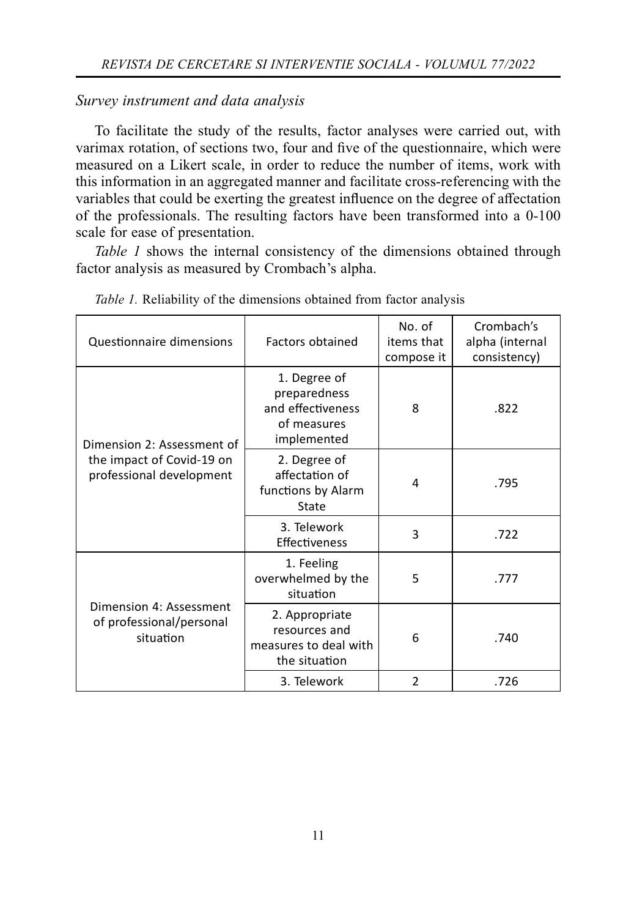*Survey instrument and data analysis*

To facilitate the study of the results, factor analyses were carried out, with varimax rotation, of sections two, four and five of the questionnaire, which were measured on a Likert scale, in order to reduce the number of items, work with this information in an aggregated manner and facilitate cross-referencing with the variables that could be exerting the greatest influence on the degree of affectation of the professionals. The resulting factors have been transformed into a 0-100 scale for ease of presentation.

*Table 1* shows the internal consistency of the dimensions obtained through factor analysis as measured by Crombach's alpha.

*Table 1.* Reliability of the dimensions obtained from factor analysis

| Questionnaire dimensions | Factors obtained | No. of items that compose it | Crombach's alpha (internal consistency) |
|---|---|---|---|
| Dimension 2: Assessment of the impact of Covid-19 on professional development | 1. Degree of preparedness and effectiveness of measures implemented | 8 | .822 |
| | 2. Degree of affectation of functions by Alarm State | 4 | .795 |
| | 3. Telework Effectiveness | 3 | .722 |
| Dimension 4: Assessment of professional/personal situation | 1. Feeling overwhelmed by the situation | 5 | .777 |
| | 2. Appropriate resources and measures to deal with the situation | 6 | .740 |
| | 3. Telework | 2 | .726 |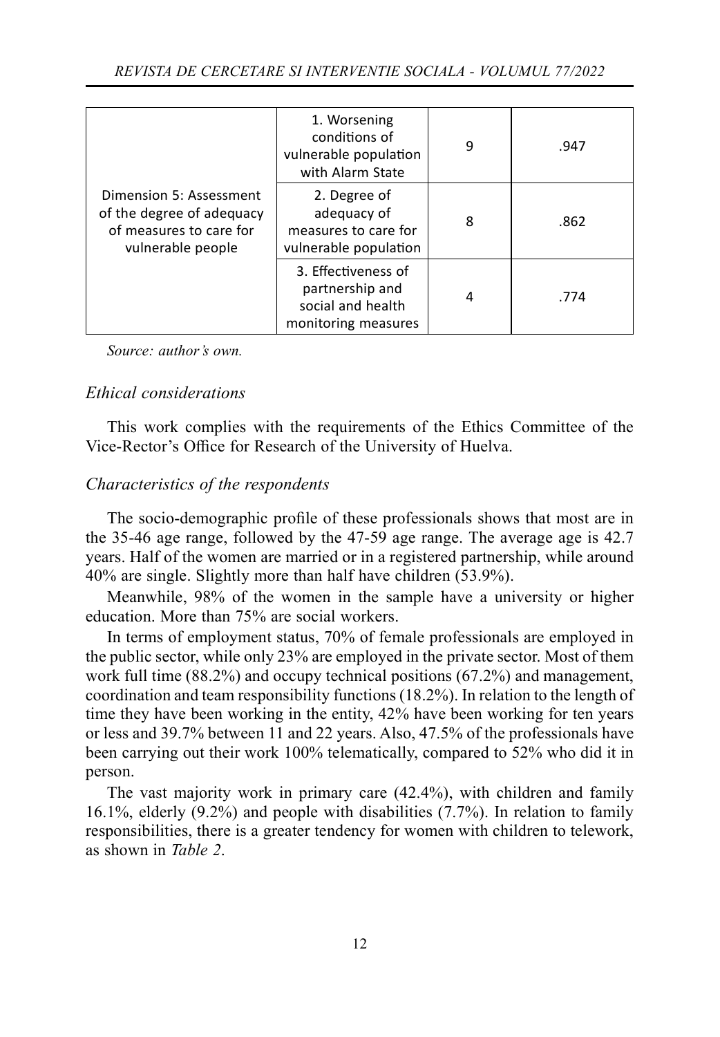| | | | |
|---|---|---|---|
| Dimension 5: Assessment of the degree of adequacy of measures to care for vulnerable people | 1. Worsening conditions of vulnerable population with Alarm State | 9 | .947 |
| | 2. Degree of adequacy of measures to care for vulnerable population | 8 | .862 |
| | 3. Effectiveness of partnership and social and health monitoring measures | 4 | .774 |

*Source: author's own.*

### *Ethical considerations*

This work complies with the requirements of the Ethics Committee of the Vice-Rector's Office for Research of the University of Huelva.

### *Characteristics of the respondents*

The socio-demographic profile of these professionals shows that most are in the 35-46 age range, followed by the 47-59 age range. The average age is 42.7 years. Half of the women are married or in a registered partnership, while around 40% are single. Slightly more than half have children (53.9%).

Meanwhile, 98% of the women in the sample have a university or higher education. More than 75% are social workers.

In terms of employment status, 70% of female professionals are employed in the public sector, while only 23% are employed in the private sector. Most of them work full time (88.2%) and occupy technical positions (67.2%) and management, coordination and team responsibility functions (18.2%). In relation to the length of time they have been working in the entity, 42% have been working for ten years or less and 39.7% between 11 and 22 years. Also, 47.5% of the professionals have been carrying out their work 100% telematically, compared to 52% who did it in person.

The vast majority work in primary care (42.4%), with children and family 16.1%, elderly (9.2%) and people with disabilities (7.7%). In relation to family responsibilities, there is a greater tendency for women with children to telework, as shown in *Table 2*.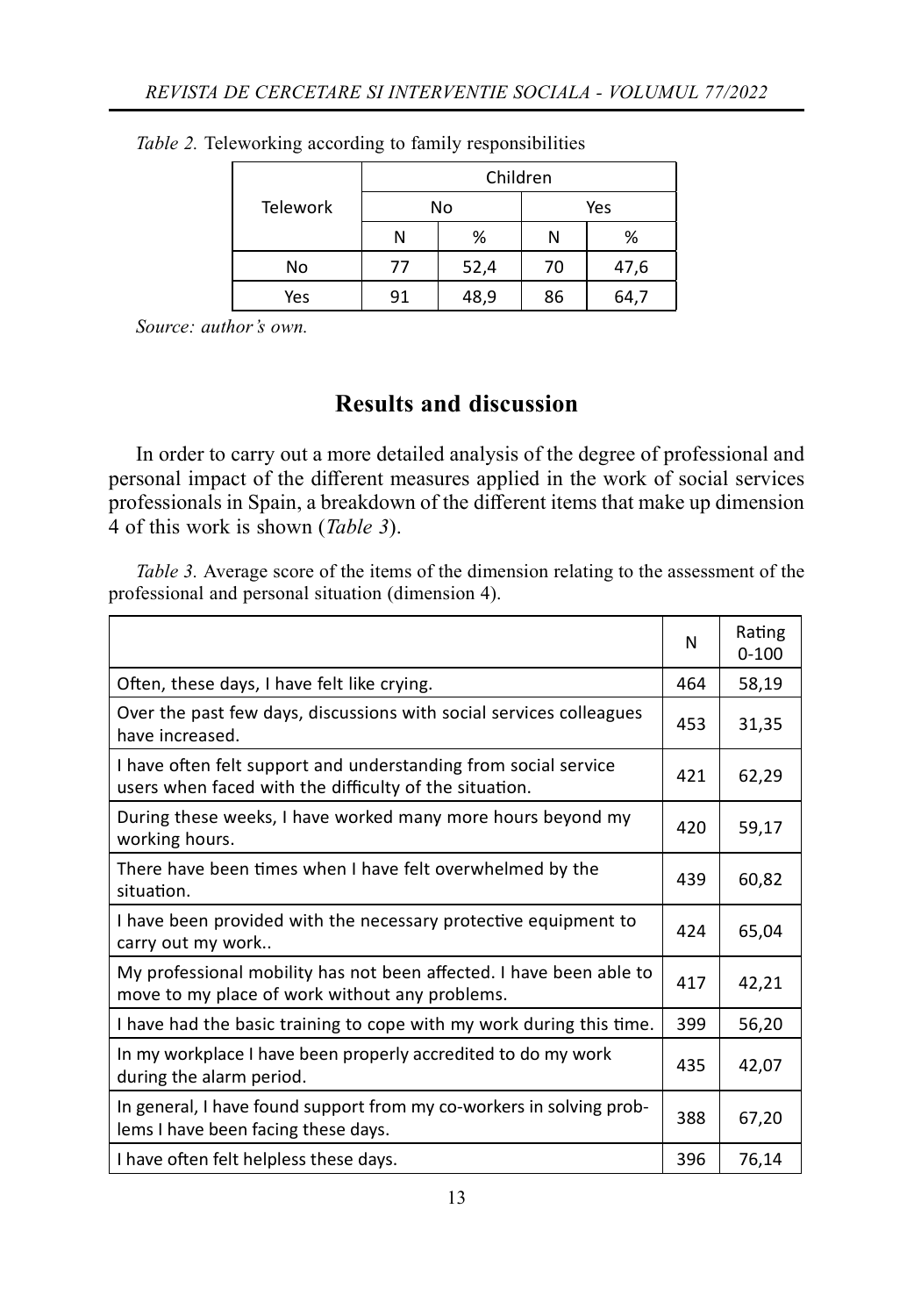*Table 2.* Teleworking according to family responsibilities

| Telework | Children | | | |
|---|---|---|---|---|
| | No | | Yes | |
| | N | % | N | % |
| No | 77 | 52,4 | 70 | 47,6 |
| Yes | 91 | 48,9 | 86 | 64,7 |

*Source: author's own.*

## Results and discussion

In order to carry out a more detailed analysis of the degree of professional and personal impact of the different measures applied in the work of social services professionals in Spain, a breakdown of the different items that make up dimension 4 of this work is shown (*Table 3*).

*Table 3.* Average score of the items of the dimension relating to the assessment of the professional and personal situation (dimension 4).

| | N | Rating 0-100 |
|---|---|---|
| Often, these days, I have felt like crying. | 464 | 58,19 |
| Over the past few days, discussions with social services colleagues have increased. | 453 | 31,35 |
| I have often felt support and understanding from social service users when faced with the difficulty of the situation. | 421 | 62,29 |
| During these weeks, I have worked many more hours beyond my working hours. | 420 | 59,17 |
| There have been times when I have felt overwhelmed by the situation. | 439 | 60,82 |
| I have been provided with the necessary protective equipment to carry out my work.. | 424 | 65,04 |
| My professional mobility has not been affected. I have been able to move to my place of work without any problems. | 417 | 42,21 |
| I have had the basic training to cope with my work during this time. | 399 | 56,20 |
| In my workplace I have been properly accredited to do my work during the alarm period. | 435 | 42,07 |
| In general, I have found support from my co-workers in solving problems I have been facing these days. | 388 | 67,20 |
| I have often felt helpless these days. | 396 | 76,14 |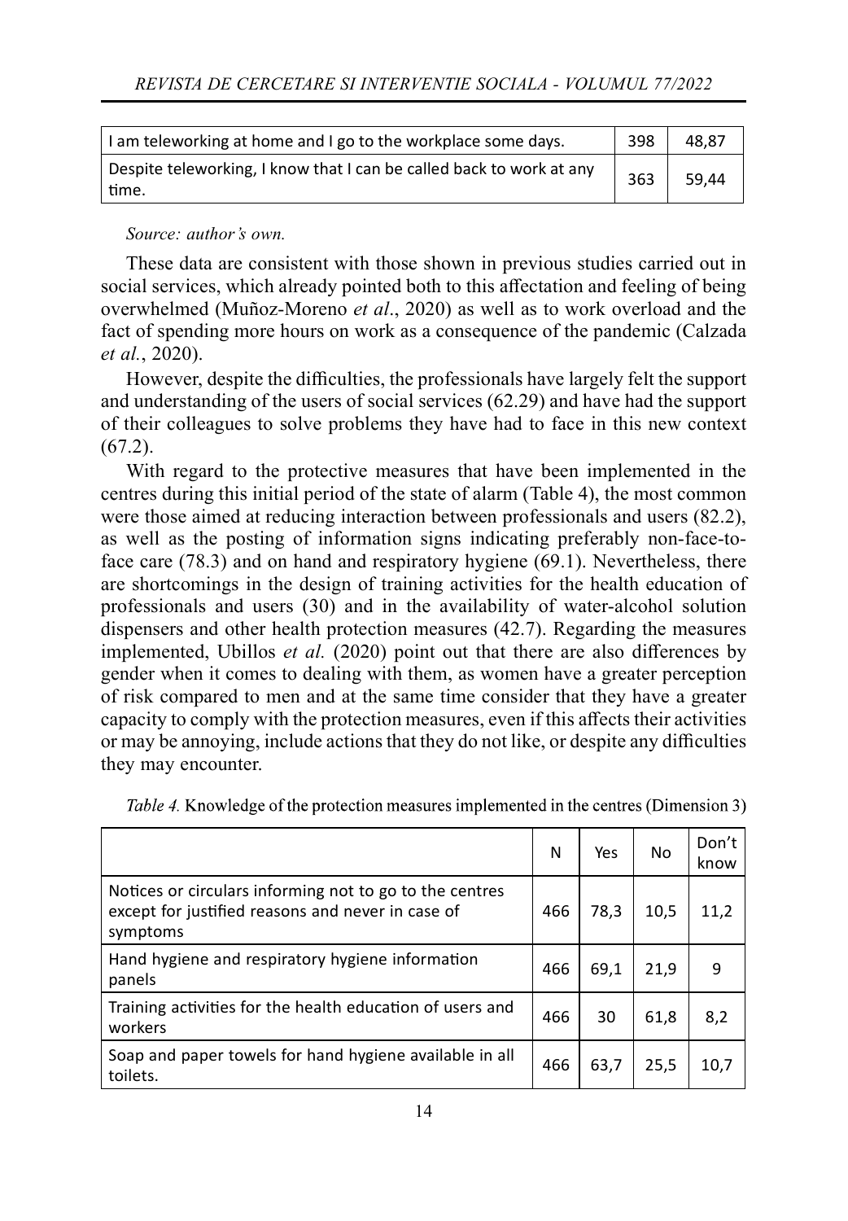| I am teleworking at home and I go to the workplace some days. | 398 | 48,87 |
|---|---|---|
| Despite teleworking, I know that I can be called back to work at any time. | 363 | 59,44 |

*Source: author's own.*

These data are consistent with those shown in previous studies carried out in social services, which already pointed both to this affectation and feeling of being overwhelmed (Muñoz-Moreno *et al*., 2020) as well as to work overload and the fact of spending more hours on work as a consequence of the pandemic (Calzada *et al.*, 2020).

However, despite the difficulties, the professionals have largely felt the support and understanding of the users of social services (62.29) and have had the support of their colleagues to solve problems they have had to face in this new context (67.2).

With regard to the protective measures that have been implemented in the centres during this initial period of the state of alarm (Table 4), the most common were those aimed at reducing interaction between professionals and users (82.2), as well as the posting of information signs indicating preferably non-face-to-face care (78.3) and on hand and respiratory hygiene (69.1). Nevertheless, there are shortcomings in the design of training activities for the health education of professionals and users (30) and in the availability of water-alcohol solution dispensers and other health protection measures (42.7). Regarding the measures implemented, Ubillos *et al.* (2020) point out that there are also differences by gender when it comes to dealing with them, as women have a greater perception of risk compared to men and at the same time consider that they have a greater capacity to comply with the protection measures, even if this affects their activities or may be annoying, include actions that they do not like, or despite any difficulties they may encounter.

*Table 4.* Knowledge of the protection measures implemented in the centres (Dimension 3)

| | N | Yes | No | Don't know |
|---|---|---|---|---|
| Notices or circulars informing not to go to the centres except for justified reasons and never in case of symptoms | 466 | 78,3 | 10,5 | 11,2 |
| Hand hygiene and respiratory hygiene information panels | 466 | 69,1 | 21,9 | 9 |
| Training activities for the health education of users and workers | 466 | 30 | 61,8 | 8,2 |
| Soap and paper towels for hand hygiene available in all toilets. | 466 | 63,7 | 25,5 | 10,7 |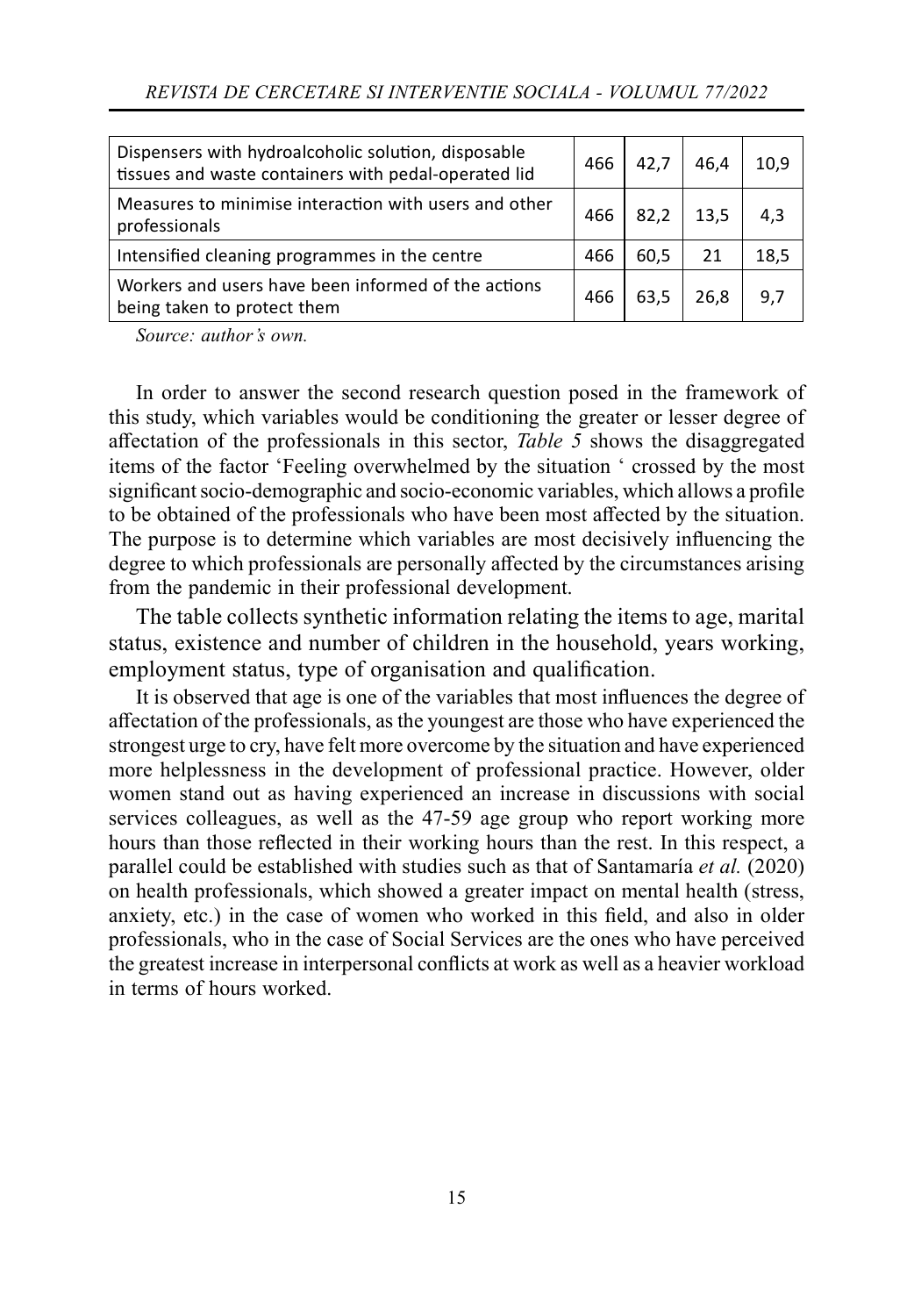| | | | | |
|---|---|---|---|---|
| Dispensers with hydroalcoholic solution, disposable tissues and waste containers with pedal-operated lid | 466 | 42,7 | 46,4 | 10,9 |
| Measures to minimise interaction with users and other professionals | 466 | 82,2 | 13,5 | 4,3 |
| Intensified cleaning programmes in the centre | 466 | 60,5 | 21 | 18,5 |
| Workers and users have been informed of the actions being taken to protect them | 466 | 63,5 | 26,8 | 9,7 |

*Source: author's own.*

In order to answer the second research question posed in the framework of this study, which variables would be conditioning the greater or lesser degree of affectation of the professionals in this sector, *Table 5* shows the disaggregated items of the factor 'Feeling overwhelmed by the situation ' crossed by the most significant socio-demographic and socio-economic variables, which allows a profile to be obtained of the professionals who have been most affected by the situation. The purpose is to determine which variables are most decisively influencing the degree to which professionals are personally affected by the circumstances arising from the pandemic in their professional development.

The table collects synthetic information relating the items to age, marital status, existence and number of children in the household, years working, employment status, type of organisation and qualification.

It is observed that age is one of the variables that most influences the degree of affectation of the professionals, as the youngest are those who have experienced the strongest urge to cry, have felt more overcome by the situation and have experienced more helplessness in the development of professional practice. However, older women stand out as having experienced an increase in discussions with social services colleagues, as well as the 47-59 age group who report working more hours than those reflected in their working hours than the rest. In this respect, a parallel could be established with studies such as that of Santamaría *et al.* (2020) on health professionals, which showed a greater impact on mental health (stress, anxiety, etc.) in the case of women who worked in this field, and also in older professionals, who in the case of Social Services are the ones who have perceived the greatest increase in interpersonal conflicts at work as well as a heavier workload in terms of hours worked.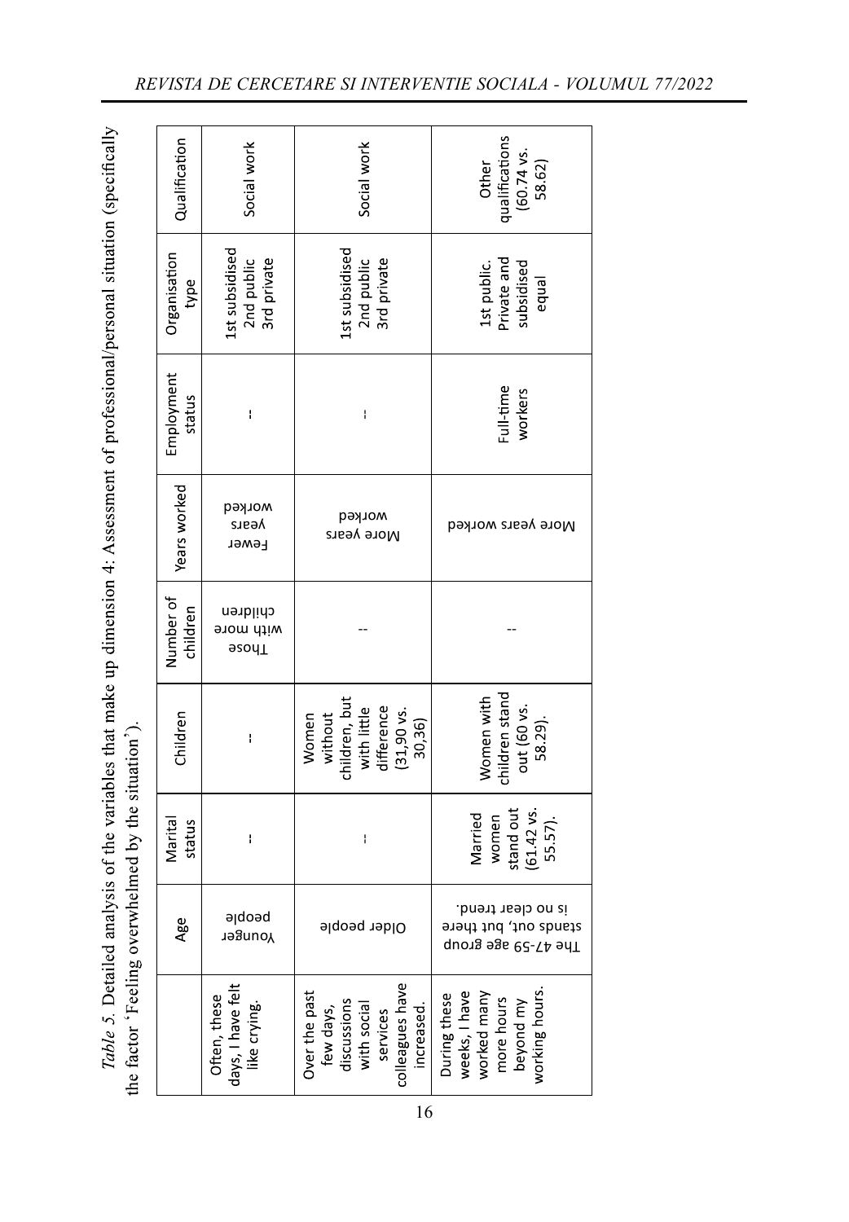*Table 5.* Detailed analysis of the variables that make up dimension 4: Assessment of professional/personal situation (specifically the factor 'Feeling overwhelmed by the situation').

| | Age | Marital status | Children | Number of children | Years worked | Employment status | Organisation type | Qualification |
|---|---|---|---|---|---|---|---|---|
| Often, these days, I have felt like crying. | Younger people | -- | -- | Those with more children | Fewer years worked | -- | 1st subsidised 2nd public 3rd private | Social work |
| Over the past few days, discussions with social services colleagues have increased. | Older people | -- | Women without children, but with little difference (31,90 vs. 30,36) | -- | More years worked | -- | 1st subsidised 2nd public 3rd private | Social work |
| During these weeks, I have worked many more hours beyond my working hours. | The 47-59 age group stands out, but there is no clear trend. | Married women stand out (61.42 vs. 55.57). | Women with children stand out (60 vs. 58.29). | -- | More years worked | Full-time workers | 1st public. Private and subsidised equal | Other qualifications (60.74 vs. 58.62) |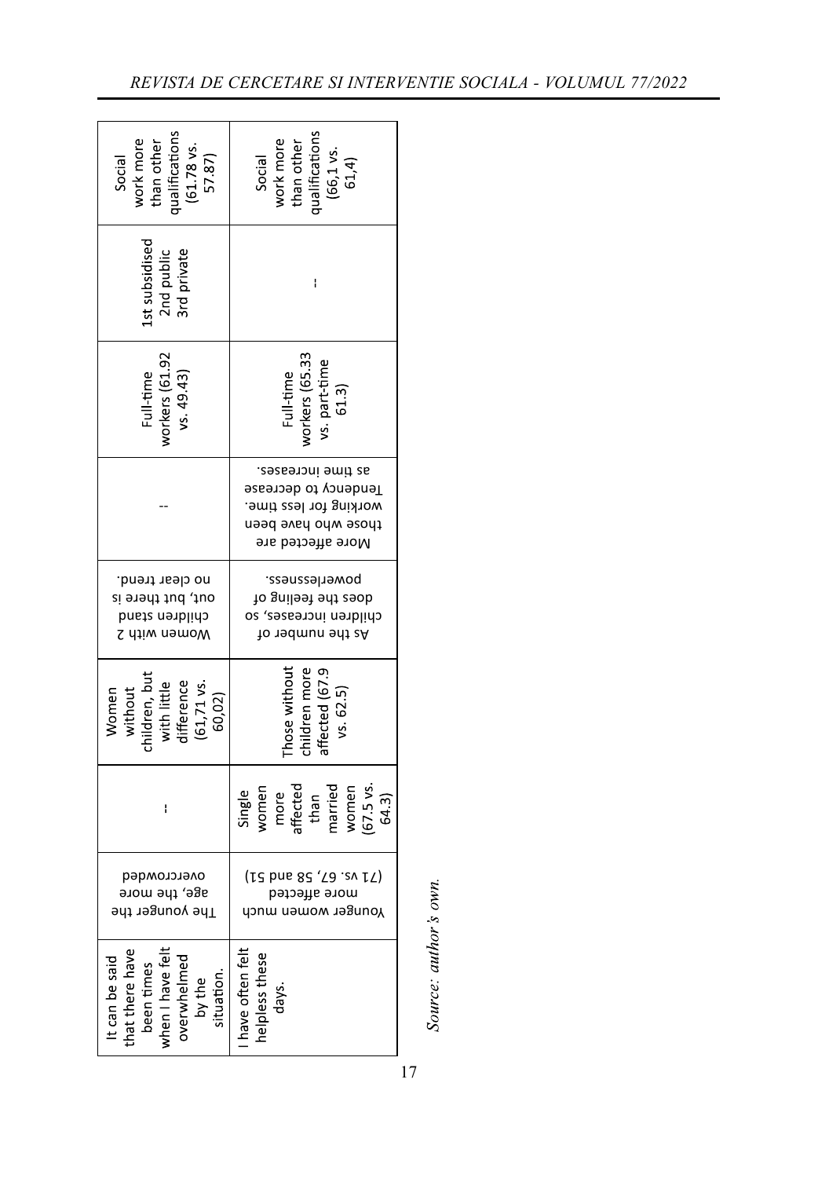| | | | | | | | | |
|---|---|---|---|---|---|---|---|---|
| It can be said that there have been times when I have felt overwhelmed by the situation. | The younger the age, the more overcrowded | -- | Women without children, but with little difference (61,71 vs. 60,02) | Women with 2 children stand out, but there is no clear trend. | -- | Full-time workers (61.92 vs. 49.43) | 1st subsidised 2nd public 3rd private | Social work more than other qualifications (61.78 vs. 57.87) |
| I have often felt helpless these days. | Younger women much more affected (71 vs. 67, 58 and 51) | Single women more affected than married women (67.5 vs. 64.3) | Those without children more affected (67.9 vs. 62.5) | As the number of children increases, so does the feeling of powerlessness. | More affected are those who have been working for less time. Tendency to decrease as time increases. | Full-time workers (65.33 vs. part-time 61.3) | -- | Social work more than other qualifications (66,1 vs. 61,4) |

*Source: author's own.*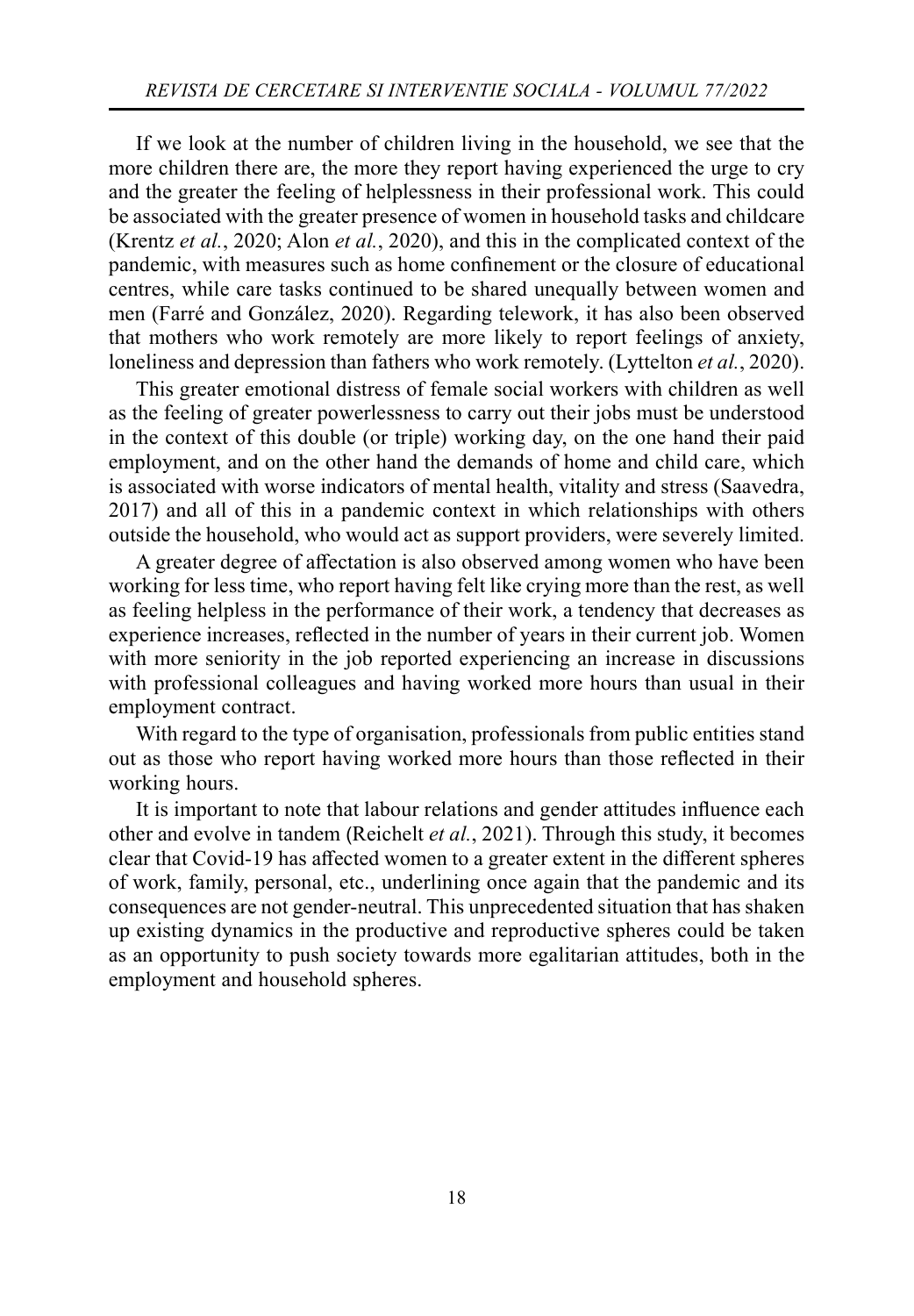If we look at the number of children living in the household, we see that the more children there are, the more they report having experienced the urge to cry and the greater the feeling of helplessness in their professional work. This could be associated with the greater presence of women in household tasks and childcare (Krentz *et al.*, 2020; Alon *et al.*, 2020), and this in the complicated context of the pandemic, with measures such as home confinement or the closure of educational centres, while care tasks continued to be shared unequally between women and men (Farré and González, 2020). Regarding telework, it has also been observed that mothers who work remotely are more likely to report feelings of anxiety, loneliness and depression than fathers who work remotely. (Lyttelton *et al.*, 2020).

This greater emotional distress of female social workers with children as well as the feeling of greater powerlessness to carry out their jobs must be understood in the context of this double (or triple) working day, on the one hand their paid employment, and on the other hand the demands of home and child care, which is associated with worse indicators of mental health, vitality and stress (Saavedra, 2017) and all of this in a pandemic context in which relationships with others outside the household, who would act as support providers, were severely limited.

A greater degree of affectation is also observed among women who have been working for less time, who report having felt like crying more than the rest, as well as feeling helpless in the performance of their work, a tendency that decreases as experience increases, reflected in the number of years in their current job. Women with more seniority in the job reported experiencing an increase in discussions with professional colleagues and having worked more hours than usual in their employment contract.

With regard to the type of organisation, professionals from public entities stand out as those who report having worked more hours than those reflected in their working hours.

It is important to note that labour relations and gender attitudes influence each other and evolve in tandem (Reichelt *et al.*, 2021). Through this study, it becomes clear that Covid-19 has affected women to a greater extent in the different spheres of work, family, personal, etc., underlining once again that the pandemic and its consequences are not gender-neutral. This unprecedented situation that has shaken up existing dynamics in the productive and reproductive spheres could be taken as an opportunity to push society towards more egalitarian attitudes, both in the employment and household spheres.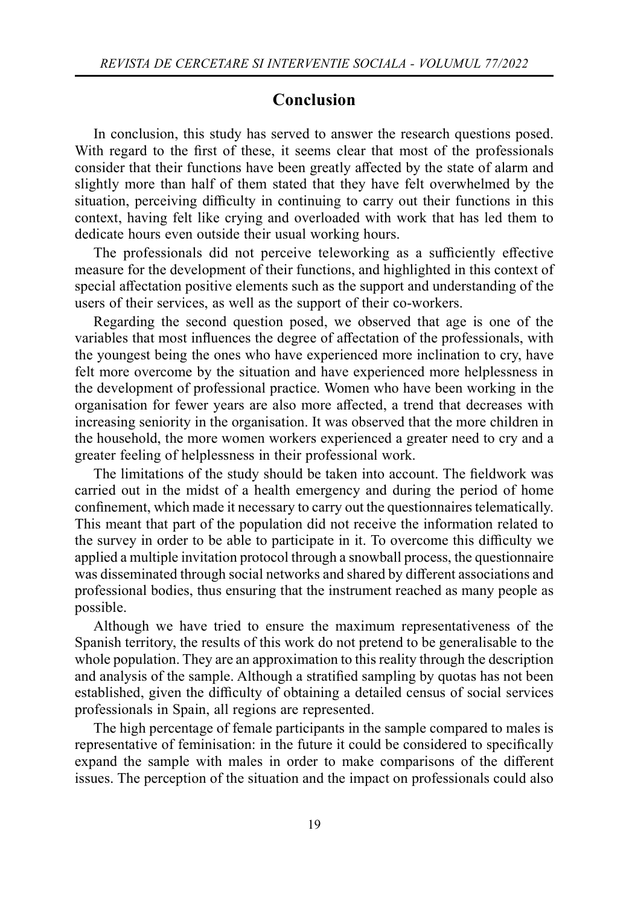## Conclusion

In conclusion, this study has served to answer the research questions posed. With regard to the first of these, it seems clear that most of the professionals consider that their functions have been greatly affected by the state of alarm and slightly more than half of them stated that they have felt overwhelmed by the situation, perceiving difficulty in continuing to carry out their functions in this context, having felt like crying and overloaded with work that has led them to dedicate hours even outside their usual working hours.

The professionals did not perceive teleworking as a sufficiently effective measure for the development of their functions, and highlighted in this context of special affectation positive elements such as the support and understanding of the users of their services, as well as the support of their co-workers.

Regarding the second question posed, we observed that age is one of the variables that most influences the degree of affectation of the professionals, with the youngest being the ones who have experienced more inclination to cry, have felt more overcome by the situation and have experienced more helplessness in the development of professional practice. Women who have been working in the organisation for fewer years are also more affected, a trend that decreases with increasing seniority in the organisation. It was observed that the more children in the household, the more women workers experienced a greater need to cry and a greater feeling of helplessness in their professional work.

The limitations of the study should be taken into account. The fieldwork was carried out in the midst of a health emergency and during the period of home confinement, which made it necessary to carry out the questionnaires telematically. This meant that part of the population did not receive the information related to the survey in order to be able to participate in it. To overcome this difficulty we applied a multiple invitation protocol through a snowball process, the questionnaire was disseminated through social networks and shared by different associations and professional bodies, thus ensuring that the instrument reached as many people as possible.

Although we have tried to ensure the maximum representativeness of the Spanish territory, the results of this work do not pretend to be generalisable to the whole population. They are an approximation to this reality through the description and analysis of the sample. Although a stratified sampling by quotas has not been established, given the difficulty of obtaining a detailed census of social services professionals in Spain, all regions are represented.

The high percentage of female participants in the sample compared to males is representative of feminisation: in the future it could be considered to specifically expand the sample with males in order to make comparisons of the different issues. The perception of the situation and the impact on professionals could also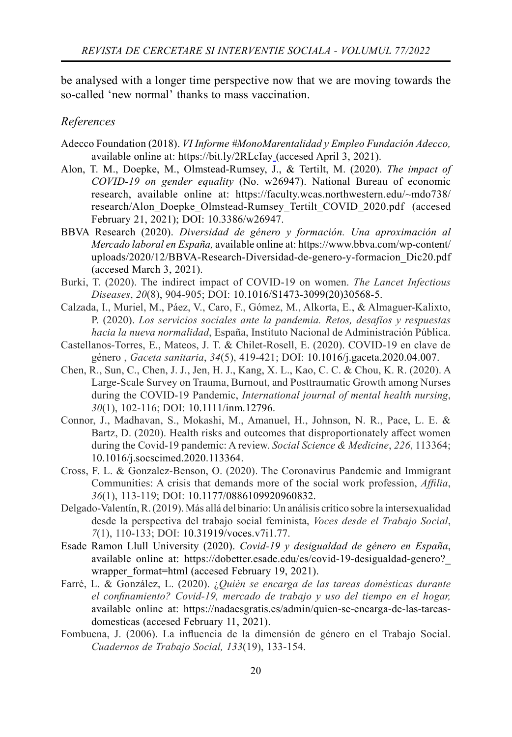be analysed with a longer time perspective now that we are moving towards the so-called 'new normal' thanks to mass vaccination.

*References*

Adecco Foundation (2018). *VI Informe #MonoMarentalidad y Empleo Fundación Adecco,* available online at: https://bit.ly/2RLcIay (accesed April 3, 2021).

Alon, T. M., Doepke, M., Olmstead-Rumsey, J., & Tertilt, M. (2020). *The impact of COVID-19 on gender equality* (No. w26947). National Bureau of economic research, available online at: https://faculty.wcas.northwestern.edu/~mdo738/research/Alon_Doepke_Olmstead-Rumsey_Tertilt_COVID_2020.pdf (accesed February 21, 2021); DOI: 10.3386/w26947.

BBVA Research (2020). *Diversidad de género y formación. Una aproximación al Mercado laboral en España,* available online at: https://www.bbva.com/wp-content/uploads/2020/12/BBVA-Research-Diversidad-de-genero-y-formacion_Dic20.pdf (accesed March 3, 2021).

Burki, T. (2020). The indirect impact of COVID-19 on women. *The Lancet Infectious Diseases*, *20*(8), 904-905; DOI: 10.1016/S1473-3099(20)30568-5.

Calzada, I., Muriel, M., Páez, V., Caro, F., Gómez, M., Alkorta, E., & Almaguer-Kalixto, P. (2020). *Los servicios sociales ante la pandemia. Retos, desafíos y respuestas hacia la nueva normalidad*, España, Instituto Nacional de Administración Pública.

Castellanos-Torres, E., Mateos, J. T. & Chilet-Rosell, E. (2020). COVID-19 en clave de género , *Gaceta sanitaria*, *34*(5), 419-421; DOI: 10.1016/j.gaceta.2020.04.007.

Chen, R., Sun, C., Chen, J. J., Jen, H. J., Kang, X. L., Kao, C. C. & Chou, K. R. (2020). A Large-Scale Survey on Trauma, Burnout, and Posttraumatic Growth among Nurses during the COVID-19 Pandemic, *International journal of mental health nursing*, *30*(1), 102-116; DOI: 10.1111/inm.12796.

Connor, J., Madhavan, S., Mokashi, M., Amanuel, H., Johnson, N. R., Pace, L. E. & Bartz, D. (2020). Health risks and outcomes that disproportionately affect women during the Covid-19 pandemic: A review. *Social Science & Medicine*, *226*, 113364; 10.1016/j.socscimed.2020.113364.

Cross, F. L. & Gonzalez-Benson, O. (2020). The Coronavirus Pandemic and Immigrant Communities: A crisis that demands more of the social work profession, *Affilia*, *36*(1), 113-119; DOI: 10.1177/0886109920960832.

Delgado-Valentín, R. (2019). Más allá del binario: Un análisis crítico sobre la intersexualidad desde la perspectiva del trabajo social feminista, *Voces desde el Trabajo Social*, *7*(1), 110-133; DOI: 10.31919/voces.v7i1.77.

Esade Ramon Llull University (2020). *Covid-19 y desigualdad de género en España*, available online at: https://dobetter.esade.edu/es/covid-19-desigualdad-genero?_wrapper_format=html (accesed February 19, 2021).

Farré, L. & González, L. (2020). *¿Quién se encarga de las tareas domésticas durante el confinamiento? Covid-19, mercado de trabajo y uso del tiempo en el hogar,* available online at: https://nadaesgratis.es/admin/quien-se-encarga-de-las-tareas-domesticas (accesed February 11, 2021).

Fombuena, J. (2006). La influencia de la dimensión de género en el Trabajo Social. *Cuadernos de Trabajo Social, 133*(19), 133-154.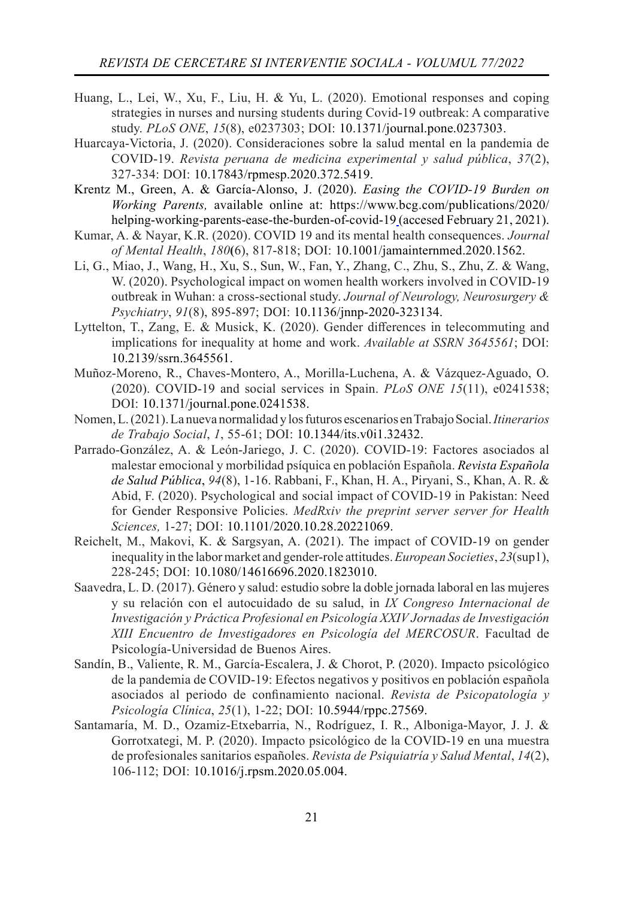Huang, L., Lei, W., Xu, F., Liu, H. & Yu, L. (2020). Emotional responses and coping strategies in nurses and nursing students during Covid-19 outbreak: A comparative study. *PLoS ONE*, *15*(8), e0237303; DOI: 10.1371/journal.pone.0237303.

Huarcaya-Victoria, J. (2020). Consideraciones sobre la salud mental en la pandemia de COVID-19. *Revista peruana de medicina experimental y salud pública*, *37*(2), 327-334: DOI: 10.17843/rpmesp.2020.372.5419.

Krentz M., Green, A. & García-Alonso, J. (2020). *Easing the COVID-19 Burden on Working Parents,* available online at: https://www.bcg.com/publications/2020/helping-working-parents-ease-the-burden-of-covid-19 (accesed February 21, 2021).

Kumar, A. & Nayar, K.R. (2020). COVID 19 and its mental health consequences. *Journal of Mental Health*, *180*(6), 817-818; DOI: 10.1001/jamainternmed.2020.1562.

Li, G., Miao, J., Wang, H., Xu, S., Sun, W., Fan, Y., Zhang, C., Zhu, S., Zhu, Z. & Wang, W. (2020). Psychological impact on women health workers involved in COVID-19 outbreak in Wuhan: a cross-sectional study. *Journal of Neurology, Neurosurgery & Psychiatry*, *91*(8), 895-897; DOI: 10.1136/jnnp-2020-323134.

Lyttelton, T., Zang, E. & Musick, K. (2020). Gender differences in telecommuting and implications for inequality at home and work. *Available at SSRN 3645561*; DOI: 10.2139/ssrn.3645561.

Muñoz-Moreno, R., Chaves-Montero, A., Morilla-Luchena, A. & Vázquez-Aguado, O. (2020). COVID-19 and social services in Spain. *PLoS ONE 15*(11), e0241538; DOI: 10.1371/journal.pone.0241538.

Nomen, L. (2021). La nueva normalidad y los futuros escenarios en Trabajo Social. *Itinerarios de Trabajo Social*, *1*, 55-61; DOI: 10.1344/its.v0i1.32432.

Parrado-González, A. & León-Jariego, J. C. (2020). COVID-19: Factores asociados al malestar emocional y morbilidad psíquica en población Española. *Revista Española de Salud Pública*, *94*(8), 1-16. Rabbani, F., Khan, H. A., Piryani, S., Khan, A. R. & Abid, F. (2020). Psychological and social impact of COVID-19 in Pakistan: Need for Gender Responsive Policies. *MedRxiv the preprint server server for Health Sciences,* 1-27; DOI: 10.1101/2020.10.28.20221069.

Reichelt, M., Makovi, K. & Sargsyan, A. (2021). The impact of COVID-19 on gender inequality in the labor market and gender-role attitudes. *European Societies*, *23*(sup1), 228-245; DOI: 10.1080/14616696.2020.1823010.

Saavedra, L. D. (2017). Género y salud: estudio sobre la doble jornada laboral en las mujeres y su relación con el autocuidado de su salud, in *IX Congreso Internacional de Investigación y Práctica Profesional en Psicología XXIV Jornadas de Investigación XIII Encuentro de Investigadores en Psicología del MERCOSUR*. Facultad de Psicología-Universidad de Buenos Aires.

Sandín, B., Valiente, R. M., García-Escalera, J. & Chorot, P. (2020). Impacto psicológico de la pandemia de COVID-19: Efectos negativos y positivos en población española asociados al periodo de confinamiento nacional. *Revista de Psicopatología y Psicología Clínica*, *25*(1), 1-22; DOI: 10.5944/rppc.27569.

Santamaría, M. D., Ozamiz-Etxebarria, N., Rodríguez, I. R., Alboniga-Mayor, J. J. & Gorrotxategi, M. P. (2020). Impacto psicológico de la COVID-19 en una muestra de profesionales sanitarios españoles. *Revista de Psiquiatría y Salud Mental*, *14*(2), 106-112; DOI: 10.1016/j.rpsm.2020.05.004.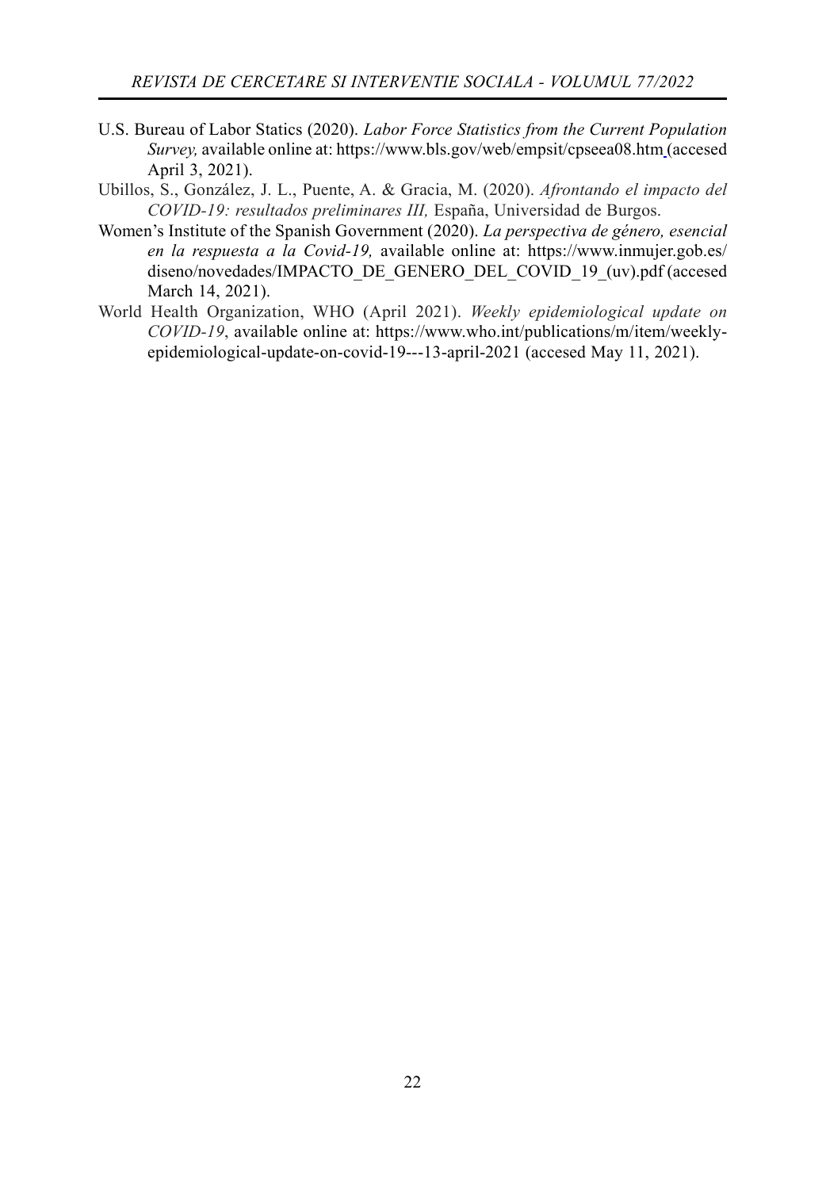U.S. Bureau of Labor Statics (2020). *Labor Force Statistics from the Current Population Survey,* available online at: https://www.bls.gov/web/empsit/cpseea08.htm (accesed April 3, 2021).

Ubillos, S., González, J. L., Puente, A. & Gracia, M. (2020). *Afrontando el impacto del COVID-19: resultados preliminares III,* España, Universidad de Burgos.

Women's Institute of the Spanish Government (2020). *La perspectiva de género, esencial en la respuesta a la Covid-19,* available online at: https://www.inmujer.gob.es/diseno/novedades/IMPACTO_DE_GENERO_DEL_COVID_19_(uv).pdf (accesed March 14, 2021).

World Health Organization, WHO (April 2021). *Weekly epidemiological update on COVID-19*, available online at: https://www.who.int/publications/m/item/weekly-epidemiological-update-on-covid-19---13-april-2021 (accesed May 11, 2021).